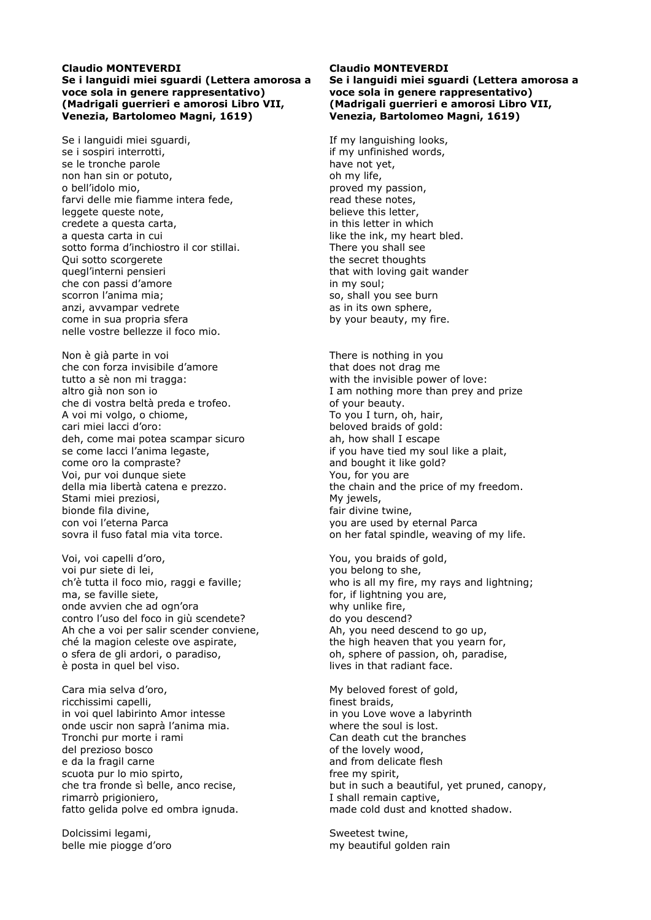**Claudio MONTEVERDI**
**Se i languidi miei sguardi (Lettera amorosa a voce sola in genere rappresentativo) (Madrigali guerrieri e amorosi Libro VII, Venezia, Bartolomeo Magni, 1619)**

Se i languidi miei sguardi,
se i sospiri interrotti,
se le tronche parole
non han sin or potuto,
o bell'idolo mio,
farvi delle mie fiamme intera fede,
leggete queste note,
credete a questa carta,
a questa carta in cui
sotto forma d'inchiostro il cor stillai.
Qui sotto scorgerete
quegl'interni pensieri
che con passi d'amore
scorron l'anima mia;
anzi, avvampar vedrete
come in sua propria sfera
nelle vostre bellezze il foco mio.

Non è già parte in voi
che con forza invisibile d'amore
tutto a sè non mi tragga:
altro già non son io
che di vostra beltà preda e trofeo.
A voi mi volgo, o chiome,
cari miei lacci d'oro:
deh, come mai potea scampar sicuro
se come lacci l'anima legaste,
come oro la compraste?
Voi, pur voi dunque siete
della mia libertà catena e prezzo.
Stami miei preziosi,
bionde fila divine,
con voi l'eterna Parca
sovra il fuso fatal mia vita torce.

Voi, voi capelli d'oro,
voi pur siete di lei,
ch'è tutta il foco mio, raggi e faville;
ma, se faville siete,
onde avvien che ad ogn'ora
contro l'uso del foco in giù scendete?
Ah che a voi per salir scender conviene,
ché la magion celeste ove aspirate,
o sfera de gli ardori, o paradiso,
è posta in quel bel viso.

Cara mia selva d'oro,
ricchissimi capelli,
in voi quel labirinto Amor intesse
onde uscir non saprà l'anima mia.
Tronchi pur morte i rami
del prezioso bosco
e da la fragil carne
scuota pur lo mio spirto,
che tra fronde sì belle, anco recise,
rimarrò prigioniero,
fatto gelida polve ed ombra ignuda.

Dolcissimi legami,
belle mie piogge d'oro

**Claudio MONTEVERDI**
**Se i languidi miei sguardi (Lettera amorosa a voce sola in genere rappresentativo) (Madrigali guerrieri e amorosi Libro VII, Venezia, Bartolomeo Magni, 1619)**

If my languishing looks,
if my unfinished words,
have not yet,
oh my life,
proved my passion,
read these notes,
believe this letter,
in this letter in which
like the ink, my heart bled.
There you shall see
the secret thoughts
that with loving gait wander
in my soul;
so, shall you see burn
as in its own sphere,
by your beauty, my fire.

There is nothing in you
that does not drag me
with the invisible power of love:
I am nothing more than prey and prize
of your beauty.
To you I turn, oh, hair,
beloved braids of gold:
ah, how shall I escape
if you have tied my soul like a plait,
and bought it like gold?
You, for you are
the chain and the price of my freedom.
My jewels,
fair divine twine,
you are used by eternal Parca
on her fatal spindle, weaving of my life.

You, you braids of gold,
you belong to she,
who is all my fire, my rays and lightning;
for, if lightning you are,
why unlike fire,
do you descend?
Ah, you need descend to go up,
the high heaven that you yearn for,
oh, sphere of passion, oh, paradise,
lives in that radiant face.

My beloved forest of gold,
finest braids,
in you Love wove a labyrinth
where the soul is lost.
Can death cut the branches
of the lovely wood,
and from delicate flesh
free my spirit,
but in such a beautiful, yet pruned, canopy,
I shall remain captive,
made cold dust and knotted shadow.

Sweetest twine,
my beautiful golden rain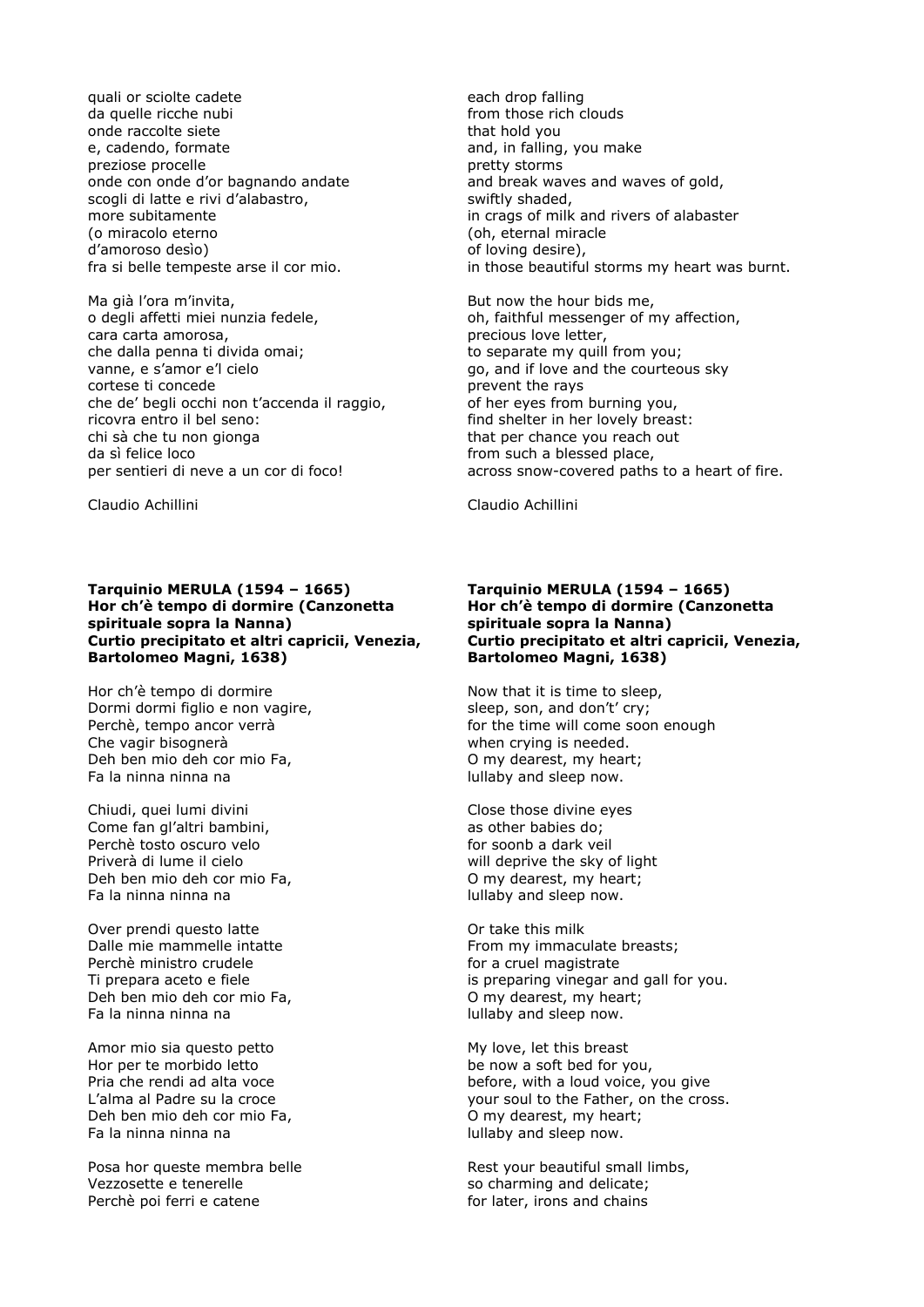quali or sciolte cadete
da quelle ricche nubi
onde raccolte siete
e, cadendo, formate
preziose procelle
onde con onde d'or bagnando andate
scogli di latte e rivi d'alabastro,
more subitamente
(o miracolo eterno
d'amoroso desìo)
fra si belle tempeste arse il cor mio.

Ma già l'ora m'invita,
o degli affetti miei nunzia fedele,
cara carta amorosa,
che dalla penna ti divida omai;
vanne, e s'amor e'l cielo
cortese ti concede
che de' begli occhi non t'accenda il raggio,
ricovra entro il bel seno:
chi sà che tu non gionga
da sì felice loco
per sentieri di neve a un cor di foco!

Claudio Achillini

each drop falling
from those rich clouds
that hold you
and, in falling, you make
pretty storms
and break waves and waves of gold,
swiftly shaded,
in crags of milk and rivers of alabaster
(oh, eternal miracle
of loving desire),
in those beautiful storms my heart was burnt.

But now the hour bids me,
oh, faithful messenger of my affection,
precious love letter,
to separate my quill from you;
go, and if love and the courteous sky
prevent the rays
of her eyes from burning you,
find shelter in her lovely breast:
that per chance you reach out
from such a blessed place,
across snow-covered paths to a heart of fire.

Claudio Achillini

**Tarquinio MERULA (1594 – 1665)**
**Hor ch'è tempo di dormire (Canzonetta spirituale sopra la Nanna)**
**Curtio precipitato et altri capricii, Venezia, Bartolomeo Magni, 1638)**

Hor ch'è tempo di dormire
Dormi dormi figlio e non vagire,
Perchè, tempo ancor verrà
Che vagir bisognerà
Deh ben mio deh cor mio Fa,
Fa la ninna ninna na

Chiudi, quei lumi divini
Come fan gl'altri bambini,
Perchè tosto oscuro velo
Priverà di lume il cielo
Deh ben mio deh cor mio Fa,
Fa la ninna ninna na

Over prendi questo latte
Dalle mie mammelle intatte
Perchè ministro crudele
Ti prepara aceto e fiele
Deh ben mio deh cor mio Fa,
Fa la ninna ninna na

Amor mio sia questo petto
Hor per te morbido letto
Pria che rendi ad alta voce
L'alma al Padre su la croce
Deh ben mio deh cor mio Fa,
Fa la ninna ninna na

Posa hor queste membra belle
Vezzosette e tenerelle
Perchè poi ferri e catene

**Tarquinio MERULA (1594 – 1665)**
**Hor ch'è tempo di dormire (Canzonetta spirituale sopra la Nanna)**
**Curtio precipitato et altri capricii, Venezia, Bartolomeo Magni, 1638)**

Now that it is time to sleep,
sleep, son, and don't' cry;
for the time will come soon enough
when crying is needed.
O my dearest, my heart;
lullaby and sleep now.

Close those divine eyes
as other babies do;
for soonb a dark veil
will deprive the sky of light
O my dearest, my heart;
lullaby and sleep now.

Or take this milk
From my immaculate breasts;
for a cruel magistrate
is preparing vinegar and gall for you.
O my dearest, my heart;
lullaby and sleep now.

My love, let this breast
be now a soft bed for you,
before, with a loud voice, you give
your soul to the Father, on the cross.
O my dearest, my heart;
lullaby and sleep now.

Rest your beautiful small limbs,
so charming and delicate;
for later, irons and chains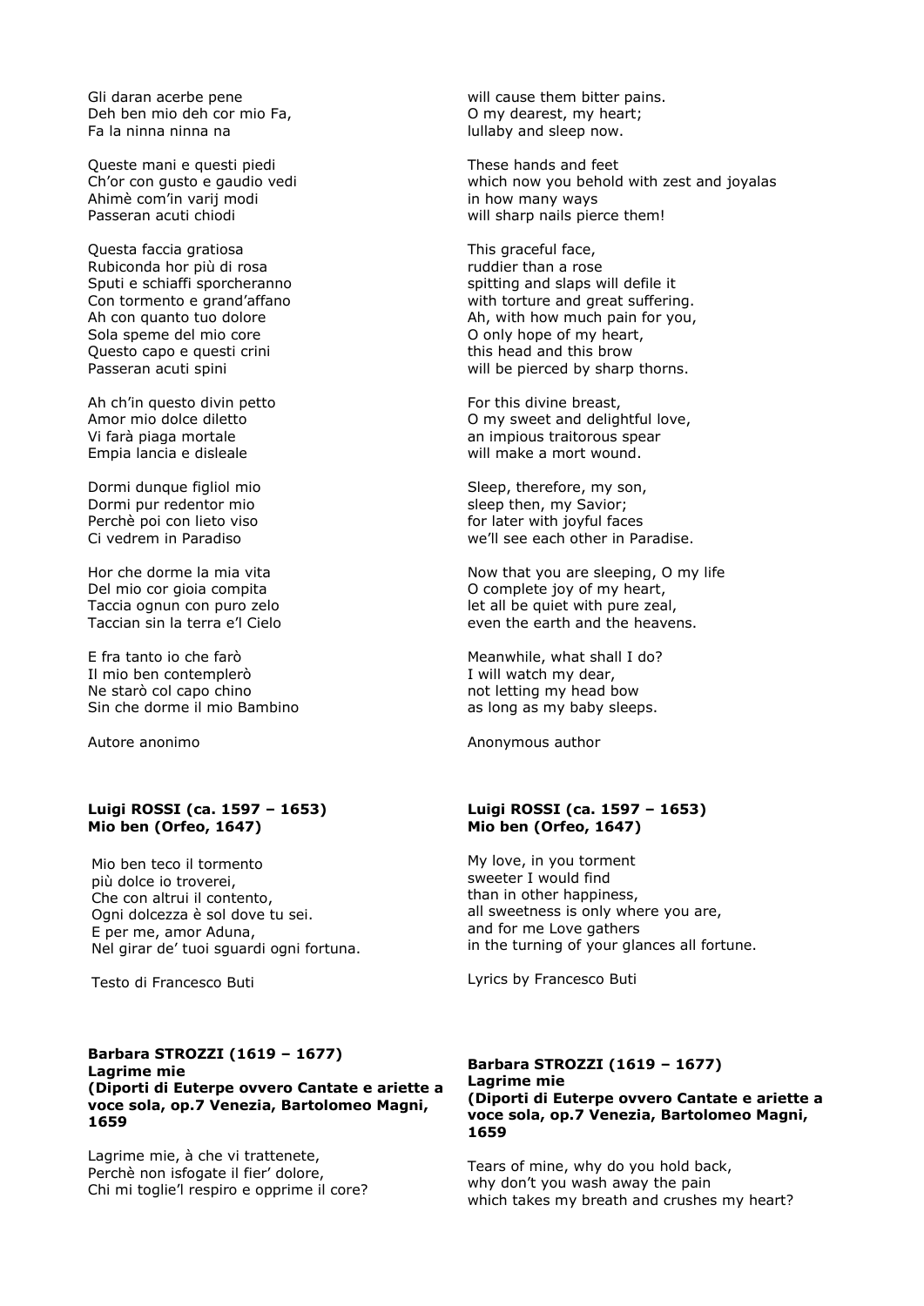Gli daran acerbe pene
Deh ben mio deh cor mio Fa,
Fa la ninna ninna na

will cause them bitter pains.
O my dearest, my heart;
lullaby and sleep now.

Queste mani e questi piedi
Ch'or con gusto e gaudio vedi
Ahimè com'in varij modi
Passeran acuti chiodi

These hands and feet
which now you behold with zest and joyalas
in how many ways
will sharp nails pierce them!

Questa faccia gratiosa
Rubiconda hor più di rosa
Sputi e schiaffi sporcheranno
Con tormento e grand'affano
Ah con quanto tuo dolore
Sola speme del mio core
Questo capo e questi crini
Passeran acuti spini

This graceful face,
ruddier than a rose
spitting and slaps will defile it
with torture and great suffering.
Ah, with how much pain for you,
O only hope of my heart,
this head and this brow
will be pierced by sharp thorns.

Ah ch'in questo divin petto
Amor mio dolce diletto
Vi farà piaga mortale
Empia lancia e disleale

For this divine breast,
O my sweet and delightful love,
an impious traitorous spear
will make a mort wound.

Dormi dunque figliol mio
Dormi pur redentor mio
Perchè poi con lieto viso
Ci vedrem in Paradiso

Sleep, therefore, my son,
sleep then, my Savior;
for later with joyful faces
we'll see each other in Paradise.

Hor che dorme la mia vita
Del mio cor gioia compita
Taccia ognun con puro zelo
Taccian sin la terra e'l Cielo

Now that you are sleeping, O my life
O complete joy of my heart,
let all be quiet with pure zeal,
even the earth and the heavens.

E fra tanto io che farò
Il mio ben contemplerò
Ne starò col capo chino
Sin che dorme il mio Bambino

Meanwhile, what shall I do?
I will watch my dear,
not letting my head bow
as long as my baby sleeps.

Autore anonimo

Anonymous author

**Luigi ROSSI (ca. 1597 – 1653)**
**Mio ben (Orfeo, 1647)**

Mio ben teco il tormento
più dolce io troverei,
Che con altrui il contento,
Ogni dolcezza è sol dove tu sei.
E per me, amor Aduna,
Nel girar de' tuoi sguardi ogni fortuna.

Testo di Francesco Buti

**Luigi ROSSI (ca. 1597 – 1653)**
**Mio ben (Orfeo, 1647)**

My love, in you torment
sweeter I would find
than in other happiness,
all sweetness is only where you are,
and for me Love gathers
in the turning of your glances all fortune.

Lyrics by Francesco Buti

**Barbara STROZZI (1619 – 1677)**
**Lagrime mie**
**(Diporti di Euterpe ovvero Cantate e ariette a voce sola, op.7 Venezia, Bartolomeo Magni, 1659**

Lagrime mie, à che vi trattenete,
Perchè non isfogate il fier' dolore,
Chi mi toglie'l respiro e opprime il core?

**Barbara STROZZI (1619 – 1677)**
**Lagrime mie**
**(Diporti di Euterpe ovvero Cantate e ariette a voce sola, op.7 Venezia, Bartolomeo Magni, 1659**

Tears of mine, why do you hold back,
why don't you wash away the pain
which takes my breath and crushes my heart?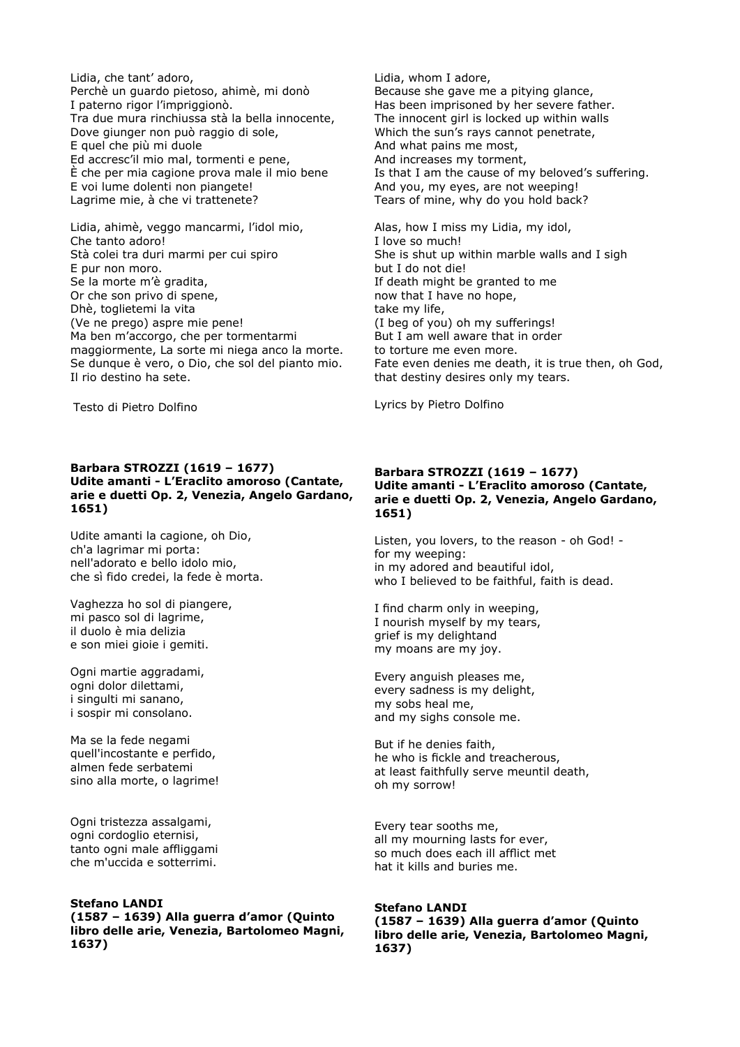Lidia, che tant' adoro,
Perchè un guardo pietoso, ahimè, mi donò
I paterno rigor l'imprigionò.
Tra due mura rinchiussa stà la bella innocente,
Dove giunger non può raggio di sole,
E quel che più mi duole
Ed accresc'il mio mal, tormenti e pene,
È che per mia cagione prova male il mio bene
E voi lume dolenti non piangete!
Lagrime mie, à che vi trattenete?

Lidia, ahimè, veggo mancarmi, l'idol mio,
Che tanto adoro!
Stà colei tra duri marmi per cui spiro
E pur non moro.
Se la morte m'è gradita,
Or che son privo di spene,
Dhè, toglietemi la vita
(Ve ne prego) aspre mie pene!
Ma ben m'accorgo, che per tormentarmi
maggiormente, La sorte mi niega anco la morte.
Se dunque è vero, o Dio, che sol del pianto mio.
Il rio destino ha sete.

Testo di Pietro Dolfino

Lidia, whom I adore,
Because she gave me a pitying glance,
Has been imprisoned by her severe father.
The innocent girl is locked up within walls
Which the sun's rays cannot penetrate,
And what pains me most,
And increases my torment,
Is that I am the cause of my beloved's suffering.
And you, my eyes, are not weeping!
Tears of mine, why do you hold back?

Alas, how I miss my Lidia, my idol,
I love so much!
She is shut up within marble walls and I sigh
but I do not die!
If death might be granted to me
now that I have no hope,
take my life,
(I beg of you) oh my sufferings!
But I am well aware that in order
to torture me even more.
Fate even denies me death, it is true then, oh God,
that destiny desires only my tears.

Lyrics by Pietro Dolfino

**Barbara STROZZI (1619 – 1677)**
**Udite amanti - L'Eraclito amoroso (Cantate, arie e duetti Op. 2, Venezia, Angelo Gardano, 1651)**

Udite amanti la cagione, oh Dio,
ch'a lagrimar mi porta:
nell'adorato e bello idolo mio,
che sì fido credei, la fede è morta.

Vaghezza ho sol di piangere,
mi pasco sol di lagrime,
il duolo è mia delizia
e son miei gioie i gemiti.

Ogni martie aggradami,
ogni dolor dilettami,
i singulti mi sanano,
i sospir mi consolano.

Ma se la fede negami
quell'incostante e perfido,
almen fede serbatemi
sino alla morte, o lagrime!

Ogni tristezza assalgami,
ogni cordoglio eternisi,
tanto ogni male affliggami
che m'uccida e sotterrimi.

**Barbara STROZZI (1619 – 1677)**
**Udite amanti - L'Eraclito amoroso (Cantate, arie e duetti Op. 2, Venezia, Angelo Gardano, 1651)**

Listen, you lovers, to the reason - oh God! -
for my weeping:
in my adored and beautiful idol,
who I believed to be faithful, faith is dead.

I find charm only in weeping,
I nourish myself by my tears,
grief is my delightand
my moans are my joy.

Every anguish pleases me,
every sadness is my delight,
my sobs heal me,
and my sighs console me.

But if he denies faith,
he who is fickle and treacherous,
at least faithfully serve meuntil death,
oh my sorrow!

Every tear sooths me,
all my mourning lasts for ever,
so much does each ill afflict met
hat it kills and buries me.

**Stefano LANDI**
**(1587 – 1639) Alla guerra d'amor (Quinto libro delle arie, Venezia, Bartolomeo Magni, 1637)**

**Stefano LANDI**
**(1587 – 1639) Alla guerra d'amor (Quinto libro delle arie, Venezia, Bartolomeo Magni, 1637)**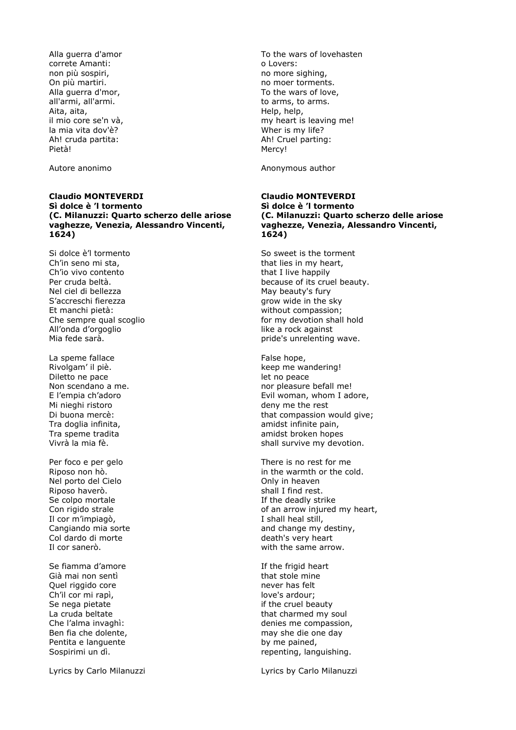Alla guerra d'amor
correte Amanti:
non più sospiri,
On più martiri.
Alla guerra d'mor,
all'armi, all'armi.
Aita, aita,
il mio core se'n và,
la mia vita dov'è?
Ah! cruda partita:
Pietà!

Autore anonimo

To the wars of lovehasten
o Lovers:
no more sighing,
no moer torments.
To the wars of love,
to arms, to arms.
Help, help,
my heart is leaving me!
Wher is my life?
Ah! Cruel parting:
Mercy!

Anonymous author

**Claudio MONTEVERDI**
**Sì dolce è 'l tormento**
**(C. Milanuzzi: Quarto scherzo delle ariose vaghezze, Venezia, Alessandro Vincenti, 1624)**

Si dolce è'l tormento
Ch'in seno mi sta,
Ch'io vivo contento
Per cruda beltà.
Nel ciel di bellezza
S'accreschi fierezza
Et manchi pietà:
Che sempre qual scoglio
All'onda d'orgoglio
Mia fede sarà.

La speme fallace
Rivolgam' il piè.
Diletto ne pace
Non scendano a me.
E l'empia ch'adoro
Mi nieghi ristoro
Di buona mercè:
Tra doglia infinita,
Tra speme tradita
Vivrà la mia fè.

Per foco e per gelo
Riposo non hò.
Nel porto del Cielo
Riposo haverò.
Se colpo mortale
Con rigido strale
Il cor m'impiagò,
Cangiando mia sorte
Col dardo di morte
Il cor sanerò.

Se fiamma d'amore
Già mai non sentì
Quel riggido core
Ch'il cor mi rapì,
Se nega pietate
La cruda beltate
Che l'alma invaghì:
Ben fia che dolente,
Pentita e languente
Sospirimi un dì.

Lyrics by Carlo Milanuzzi

**Claudio MONTEVERDI**
**Sì dolce è 'l tormento**
**(C. Milanuzzi: Quarto scherzo delle ariose vaghezze, Venezia, Alessandro Vincenti, 1624)**

So sweet is the torment
that lies in my heart,
that I live happily
because of its cruel beauty.
May beauty's fury
grow wide in the sky
without compassion;
for my devotion shall hold
like a rock against
pride's unrelenting wave.

False hope,
keep me wandering!
let no peace
nor pleasure befall me!
Evil woman, whom I adore,
deny me the rest
that compassion would give;
amidst infinite pain,
amidst broken hopes
shall survive my devotion.

There is no rest for me
in the warmth or the cold.
Only in heaven
shall I find rest.
If the deadly strike
of an arrow injured my heart,
I shall heal still,
and change my destiny,
death's very heart
with the same arrow.

If the frigid heart
that stole mine
never has felt
love's ardour;
if the cruel beauty
that charmed my soul
denies me compassion,
may she die one day
by me pained,
repenting, languishing.

Lyrics by Carlo Milanuzzi